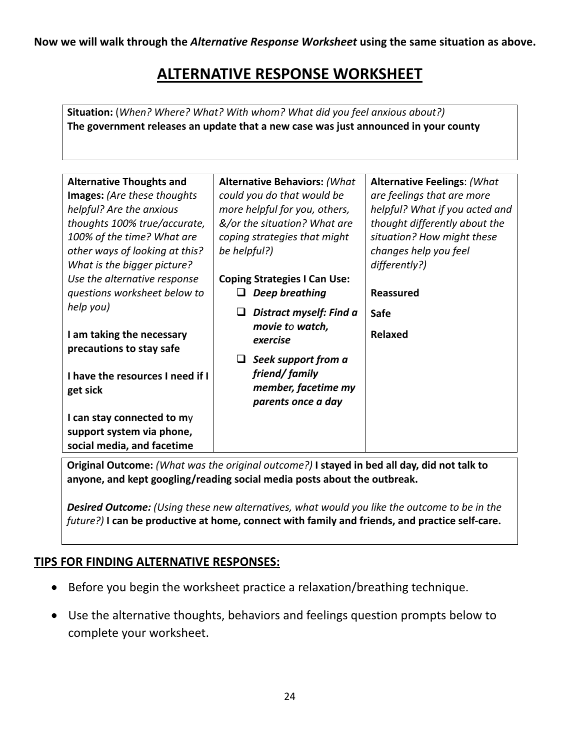**Now we will walk through the *Alternative Response Worksheet* using the same situation as above.**

# ALTERNATIVE RESPONSE WORKSHEET

**Situation:** (*When? Where? What? With whom? What did you feel anxious about?)*
**The government releases an update that a new case was just announced in your county**

| **Alternative Thoughts and Images:** *(Are these thoughts helpful? Are the anxious thoughts 100% true/accurate, 100% of the time? What are other ways of looking at this? What is the bigger picture? Use the alternative response questions worksheet below to help you)* | **Alternative Behaviors:** *(What could you do that would be more helpful for you, others, &/or the situation? What are coping strategies that might be helpful?)* | **Alternative Feelings**: *(What are feelings that are more helpful? What if you acted and thought differently about the situation? How might these changes help you feel differently?)* |
|---|---|---|
| **I am taking the necessary precautions to stay safe**<br><br>**I have the resources I need if I get sick**<br><br>**I can stay connected to my support system via phone, social media, and facetime** | **Coping Strategies I Can Use:**<br>❑ ***Deep breathing***<br>❑ ***Distract myself: Find a movie to watch, exercise***<br>❑ ***Seek support from a friend/ family member, facetime my parents once a day*** | **Reassured**<br><br>**Safe**<br><br>**Relaxed** |

**Original Outcome:** *(What was the original outcome?)* **I stayed in bed all day, did not talk to anyone, and kept googling/reading social media posts about the outbreak.**

***Desired Outcome:*** *(Using these new alternatives, what would you like the outcome to be in the future?)* **I can be productive at home, connect with family and friends, and practice self-care.**

## TIPS FOR FINDING ALTERNATIVE RESPONSES:

- Before you begin the worksheet practice a relaxation/breathing technique.
- Use the alternative thoughts, behaviors and feelings question prompts below to complete your worksheet.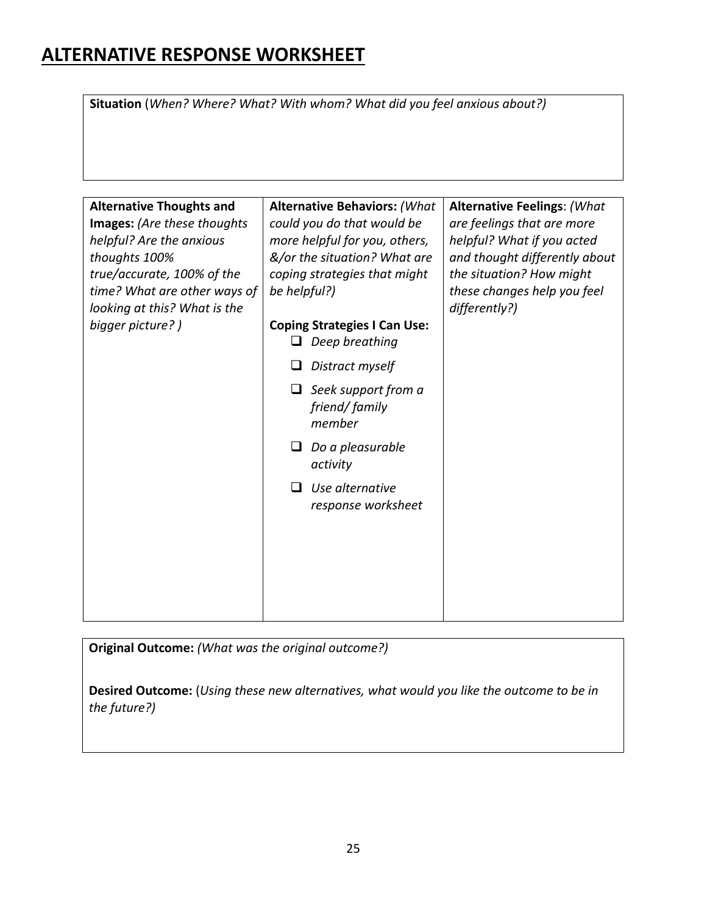# ALTERNATIVE RESPONSE WORKSHEET

**Situation** (*When? Where? What? With whom? What did you feel anxious about?)*

| **Alternative Thoughts and Images:** *(Are these thoughts helpful? Are the anxious thoughts 100% true/accurate, 100% of the time? What are other ways of looking at this? What is the bigger picture? )* | **Alternative Behaviors:** *(What could you do that would be more helpful for you, others, &/or the situation? What are coping strategies that might be helpful?)* | **Alternative Feelings**: *(What are feelings that are more helpful? What if you acted and thought differently about the situation? How might these changes help you feel differently?)* |
|---|---|---|
| | **Coping Strategies I Can Use:**<br>❑ *Deep breathing*<br>❑ *Distract myself*<br>❑ *Seek support from a friend/ family member*<br>❑ *Do a pleasurable activity*<br>❑ *Use alternative response worksheet* | |

**Original Outcome:** *(What was the original outcome?)*

**Desired Outcome:** (*Using these new alternatives, what would you like the outcome to be in the future?)*